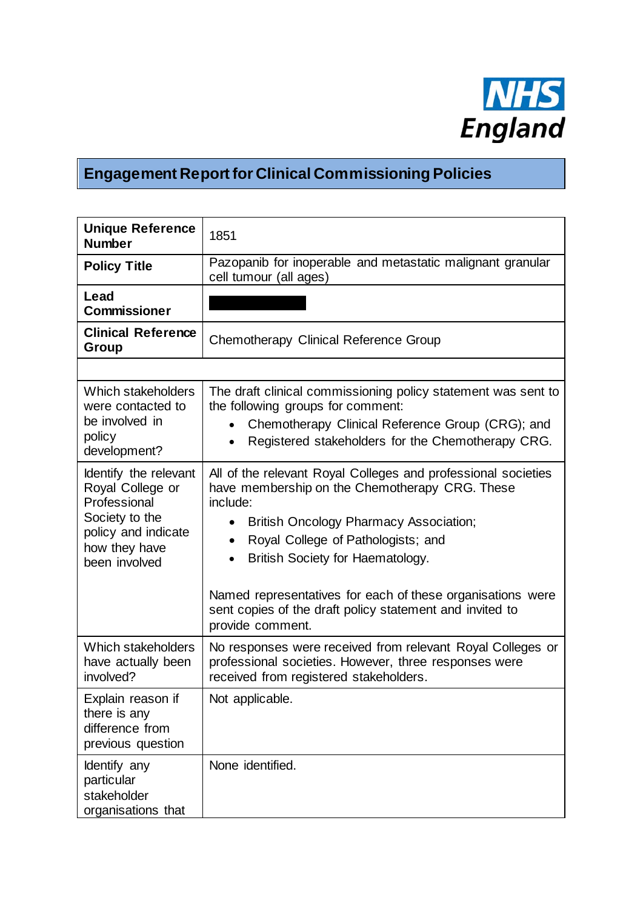# Engagement Report for Clinical Commissioning Policies

| | |
|---|---|
| **Unique Reference Number** | 1851 |
| **Policy Title** | Pazopanib for inoperable and metastatic malignant granular cell tumour (all ages) |
| **Lead Commissioner** | |
| **Clinical Reference Group** | Chemotherapy Clinical Reference Group |
| | |
| Which stakeholders were contacted to be involved in policy development? | The draft clinical commissioning policy statement was sent to the following groups for comment:<br>• Chemotherapy Clinical Reference Group (CRG); and<br>• Registered stakeholders for the Chemotherapy CRG. |
| Identify the relevant Royal College or Professional Society to the policy and indicate how they have been involved | All of the relevant Royal Colleges and professional societies have membership on the Chemotherapy CRG. These include:<br>• British Oncology Pharmacy Association;<br>• Royal College of Pathologists; and<br>• British Society for Haematology.<br><br>Named representatives for each of these organisations were sent copies of the draft policy statement and invited to provide comment. |
| Which stakeholders have actually been involved? | No responses were received from relevant Royal Colleges or professional societies. However, three responses were received from registered stakeholders. |
| Explain reason if there is any difference from previous question | Not applicable. |
| Identify any particular stakeholder organisations that | None identified. |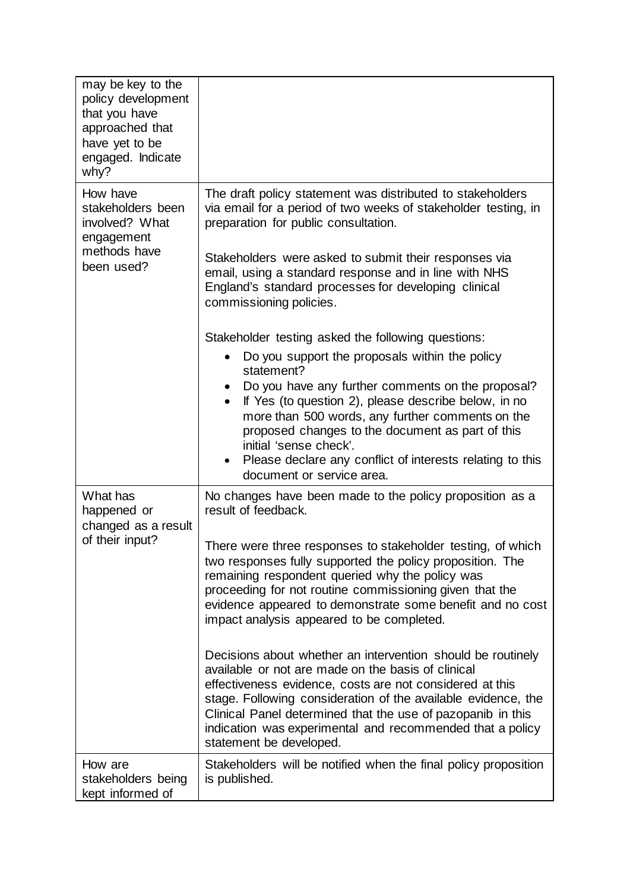| | |
|---|---|
| may be key to the policy development that you have approached that have yet to be engaged. Indicate why? | |
| How have stakeholders been involved? What engagement methods have been used? | The draft policy statement was distributed to stakeholders via email for a period of two weeks of stakeholder testing, in preparation for public consultation.<br><br>Stakeholders were asked to submit their responses via email, using a standard response and in line with NHS England's standard processes for developing clinical commissioning policies.<br><br>Stakeholder testing asked the following questions:<br>• Do you support the proposals within the policy statement?<br>• Do you have any further comments on the proposal?<br>• If Yes (to question 2), please describe below, in no more than 500 words, any further comments on the proposed changes to the document as part of this initial 'sense check'.<br>• Please declare any conflict of interests relating to this document or service area. |
| What has happened or changed as a result of their input? | No changes have been made to the policy proposition as a result of feedback.<br><br>There were three responses to stakeholder testing, of which two responses fully supported the policy proposition. The remaining respondent queried why the policy was proceeding for not routine commissioning given that the evidence appeared to demonstrate some benefit and no cost impact analysis appeared to be completed.<br><br>Decisions about whether an intervention should be routinely available or not are made on the basis of clinical effectiveness evidence, costs are not considered at this stage. Following consideration of the available evidence, the Clinical Panel determined that the use of pazopanib in this indication was experimental and recommended that a policy statement be developed. |
| How are stakeholders being kept informed of | Stakeholders will be notified when the final policy proposition is published. |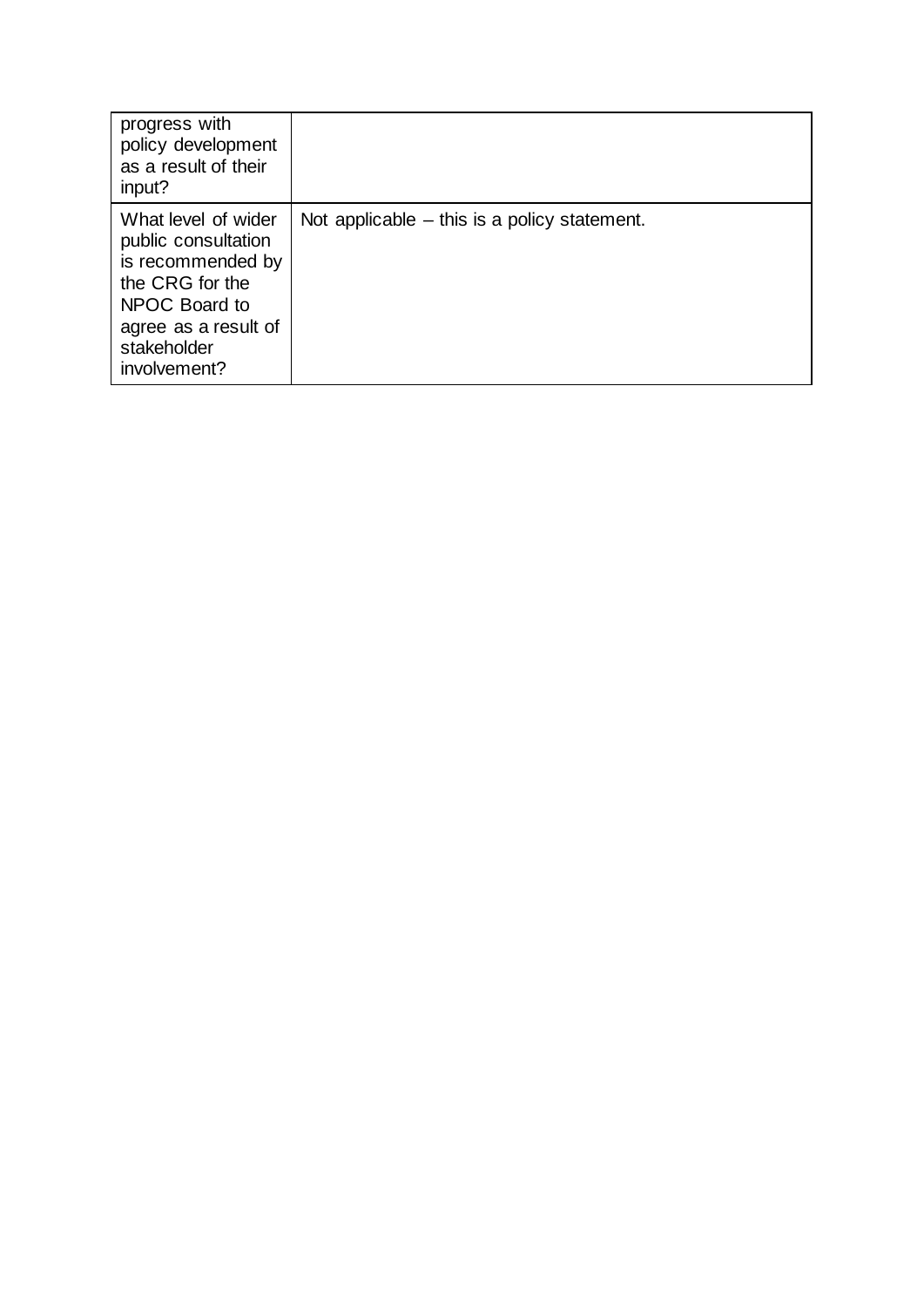| | |
|---|---|
| progress with policy development as a result of their input? | |
| What level of wider public consultation is recommended by the CRG for the NPOC Board to agree as a result of stakeholder involvement? | Not applicable – this is a policy statement. |